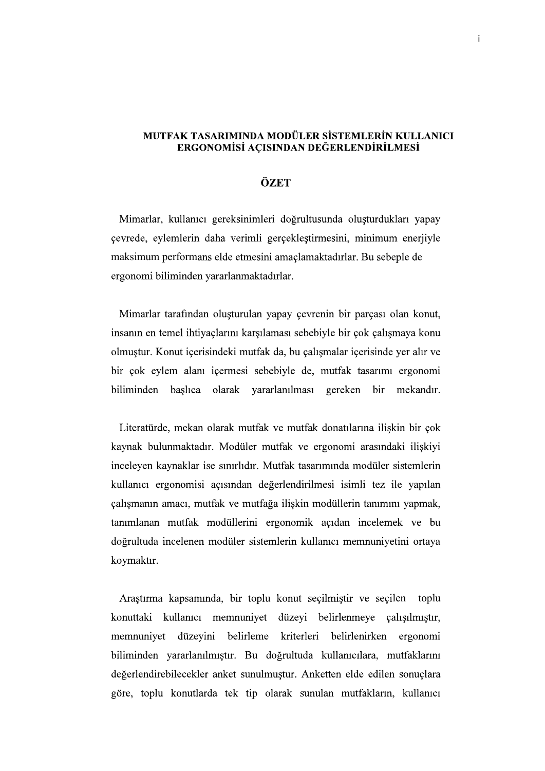# MUTFAK TASARIMINDA MODÜLER SİSTEMLERİN KULLANICI ERGONOMİSİ AÇISINDAN DEĞERLENDİRİLMESİ

## ÖZET

Mimarlar, kullanıcı gereksinimleri doğrultusunda oluşturdukları yapay çevrede, eylemlerin daha verimli gerçekleştirmesini, minimum enerjiyle maksimum performans elde etmesini amaçlamaktadırlar. Bu sebeple de ergonomi biliminden yararlanmaktadırlar.

Mimarlar tarafından oluşturulan yapay çevrenin bir parçası olan konut, insanın en temel ihtiyaçlarını karşılaması sebebiyle bir çok çalışmaya konu olmuştur. Konut içerisindeki mutfak da, bu çalışmalar içerisinde yer alır ve bir çok eylem alanı içermesi sebebiyle de, mutfak tasarımı ergonomi biliminden başlıca olarak yararlanılması gereken bir mekandır.

Literatürde, mekan olarak mutfak ve mutfak donatılarına ilişkin bir çok kaynak bulunmaktadır. Modüler mutfak ve ergonomi arasındaki ilişkiyi inceleyen kaynaklar ise sınırlıdır. Mutfak tasarımında modüler sistemlerin kullanıcı ergonomisi açısından değerlendirilmesi isimli tez ile yapılan çalışmanın amacı, mutfak ve mutfağa ilişkin modüllerin tanımını yapmak, tanımlanan mutfak modüllerini ergonomik açıdan incelemek ve bu doğrultuda incelenen modüler sistemlerin kullanıcı memnuniyetini ortaya koymaktır.

Araştırma kapsamında, bir toplu konut seçilmiştir ve seçilen toplu konuttaki kullanıcı memnuniyet düzeyi belirlenmeye çalışılmıştır, memnuniyet düzeyini belirleme kriterleri belirlenirken ergonomi biliminden yararlanılmıştır. Bu doğrultuda kullanıcılara, mutfaklarını değerlendirebilecekler anket sunulmuştur. Anketten elde edilen sonuçlara göre, toplu konutlarda tek tip olarak sunulan mutfakların, kullanıcı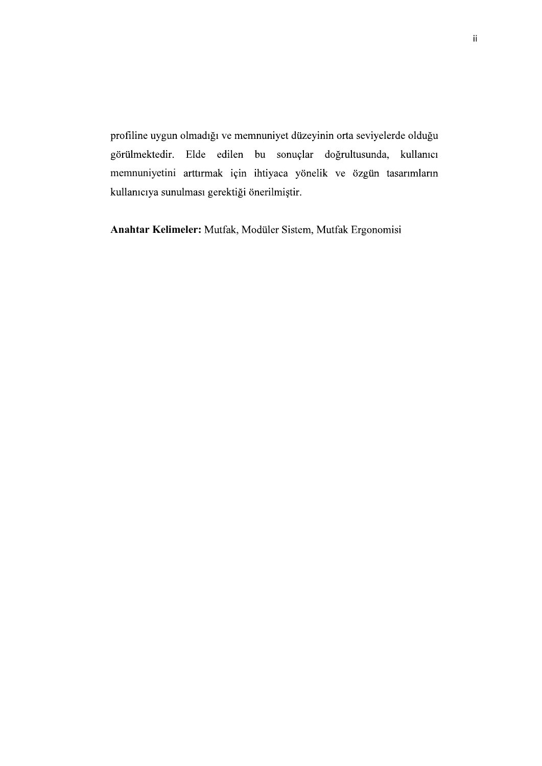profiline uygun olmadığı ve memnuniyet düzeyinin orta seviyelerde olduğu görülmektedir. Elde edilen bu sonuçlar doğrultusunda, kullanıcı memnuniyetini arttırmak için ihtiyaca yönelik ve özgün tasarımların kullanıcıya sunulması gerektiği önerilmiştir.

**Anahtar Kelimeler:** Mutfak, Modüler Sistem, Mutfak Ergonomisi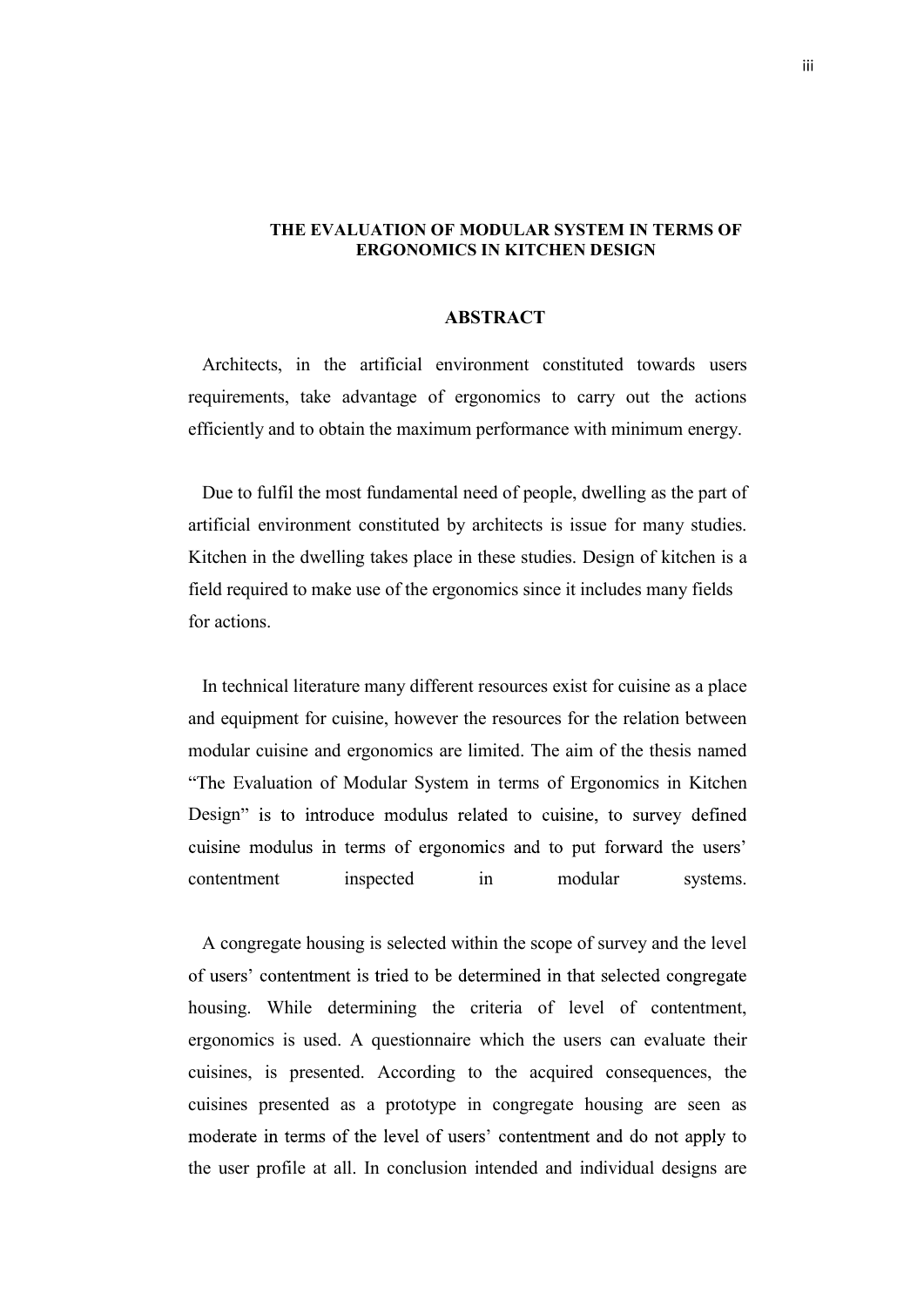## THE EVALUATION OF MODULAR SYSTEM IN TERMS OF ERGONOMICS IN KITCHEN DESIGN

## ABSTRACT

Architects, in the artificial environment constituted towards users requirements, take advantage of ergonomics to carry out the actions efficiently and to obtain the maximum performance with minimum energy.

Due to fulfil the most fundamental need of people, dwelling as the part of artificial environment constituted by architects is issue for many studies. Kitchen in the dwelling takes place in these studies. Design of kitchen is a field required to make use of the ergonomics since it includes many fields for actions.

In technical literature many different resources exist for cuisine as a place and equipment for cuisine, however the resources for the relation between modular cuisine and ergonomics are limited. The aim of the thesis named "The Evaluation of Modular System in terms of Ergonomics in Kitchen Design" is to introduce modulus related to cuisine, to survey defined cuisine modulus in terms of ergonomics and to put forward the users' contentment inspected in modular systems.

A congregate housing is selected within the scope of survey and the level of users' contentment is tried to be determined in that selected congregate housing. While determining the criteria of level of contentment, ergonomics is used. A questionnaire which the users can evaluate their cuisines, is presented. According to the acquired consequences, the cuisines presented as a prototype in congregate housing are seen as moderate in terms of the level of users' contentment and do not apply to the user profile at all. In conclusion intended and individual designs are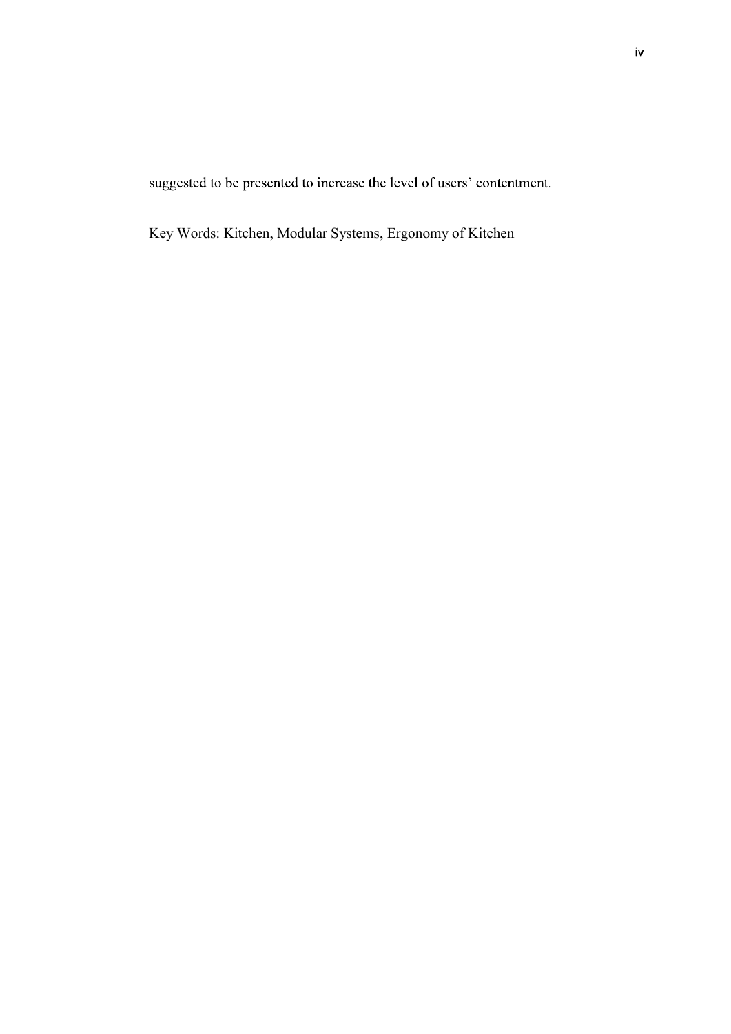suggested to be presented to increase the level of users’ contentment.

Key Words: Kitchen, Modular Systems, Ergonomy of Kitchen